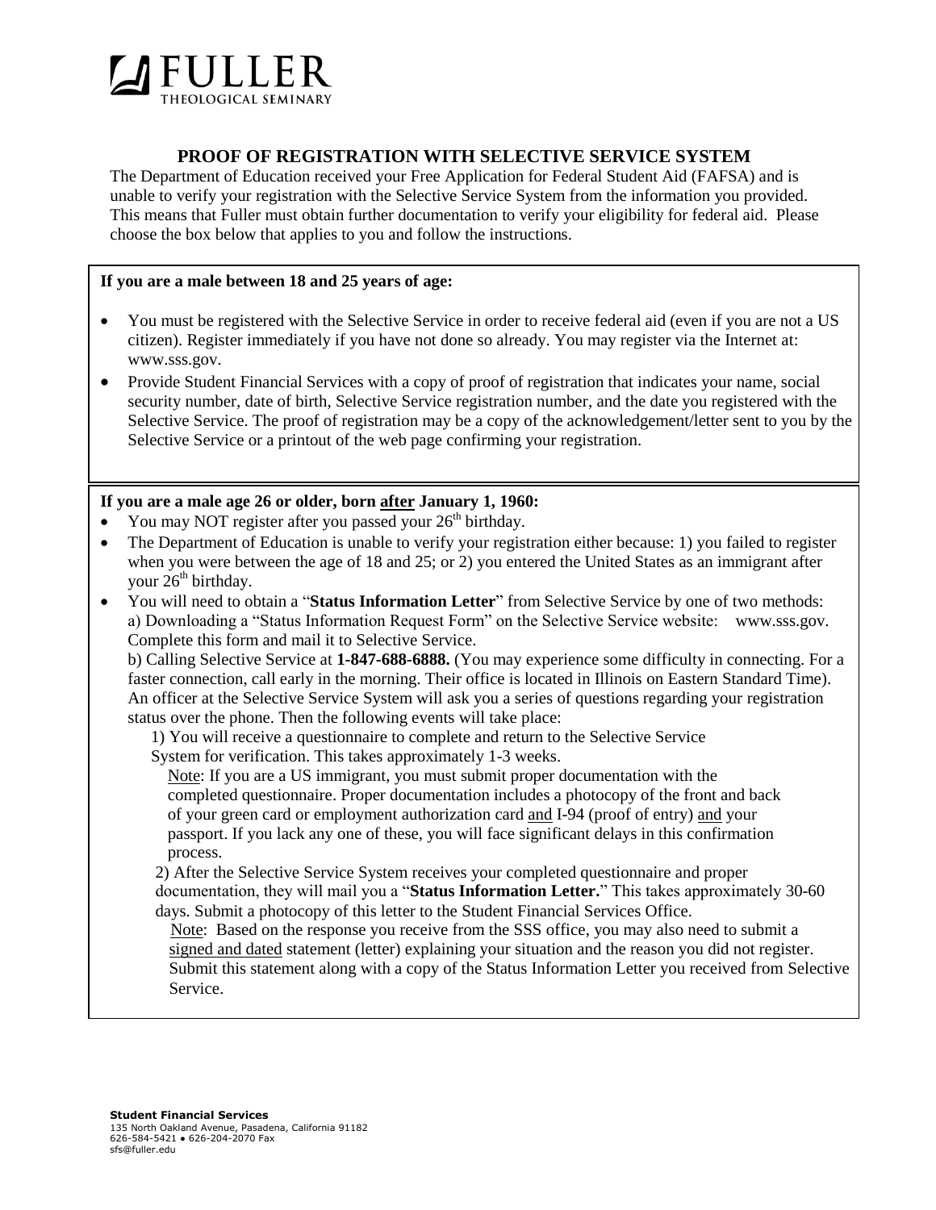# FULLER

THEOLOGICAL SEMINARY

## PROOF OF REGISTRATION WITH SELECTIVE SERVICE SYSTEM

The Department of Education received your Free Application for Federal Student Aid (FAFSA) and is unable to verify your registration with the Selective Service System from the information you provided. This means that Fuller must obtain further documentation to verify your eligibility for federal aid. Please choose the box below that applies to you and follow the instructions.

**If you are a male between 18 and 25 years of age:**

- You must be registered with the Selective Service in order to receive federal aid (even if you are not a US citizen). Register immediately if you have not done so already. You may register via the Internet at: www.sss.gov.
- Provide Student Financial Services with a copy of proof of registration that indicates your name, social security number, date of birth, Selective Service registration number, and the date you registered with the Selective Service. The proof of registration may be a copy of the acknowledgement/letter sent to you by the Selective Service or a printout of the web page confirming your registration.

**If you are a male age 26 or older, born after January 1, 1960:**

- You may NOT register after you passed your 26th birthday.
- The Department of Education is unable to verify your registration either because: 1) you failed to register when you were between the age of 18 and 25; or 2) you entered the United States as an immigrant after your 26th birthday.
- You will need to obtain a "**Status Information Letter**" from Selective Service by one of two methods:
  a) Downloading a "Status Information Request Form" on the Selective Service website: www.sss.gov. Complete this form and mail it to Selective Service.
  b) Calling Selective Service at **1-847-688-6888.** (You may experience some difficulty in connecting. For a faster connection, call early in the morning. Their office is located in Illinois on Eastern Standard Time). An officer at the Selective Service System will ask you a series of questions regarding your registration status over the phone. Then the following events will take place:

  1) You will receive a questionnaire to complete and return to the Selective Service System for verification. This takes approximately 1-3 weeks.

     Note: If you are a US immigrant, you must submit proper documentation with the completed questionnaire. Proper documentation includes a photocopy of the front and back of your green card or employment authorization card and I-94 (proof of entry) and your passport. If you lack any one of these, you will face significant delays in this confirmation process.

  2) After the Selective Service System receives your completed questionnaire and proper documentation, they will mail you a "**Status Information Letter.**" This takes approximately 30-60 days. Submit a photocopy of this letter to the Student Financial Services Office.

     Note: Based on the response you receive from the SSS office, you may also need to submit a signed and dated statement (letter) explaining your situation and the reason you did not register. Submit this statement along with a copy of the Status Information Letter you received from Selective Service.

**Student Financial Services**
135 North Oakland Avenue, Pasadena, California 91182
626-584-5421 • 626-204-2070 Fax
sfs@fuller.edu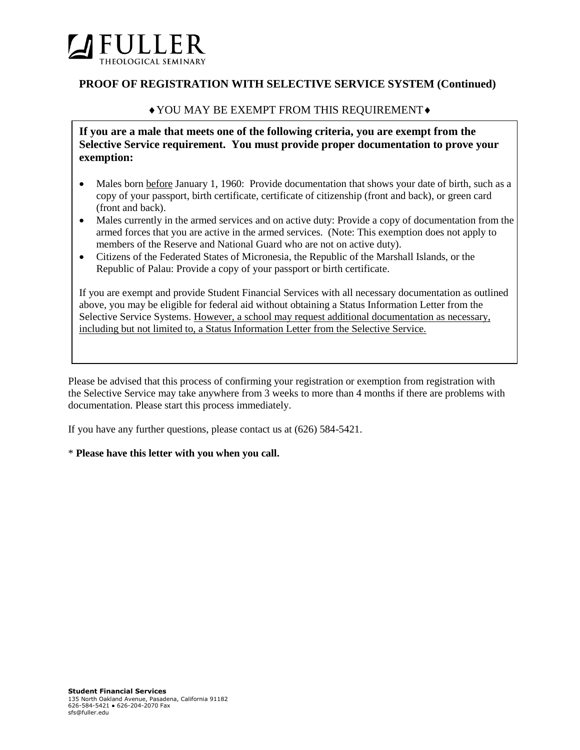FULLER
THEOLOGICAL SEMINARY

## PROOF OF REGISTRATION WITH SELECTIVE SERVICE SYSTEM (Continued)

♦YOU MAY BE EXEMPT FROM THIS REQUIREMENT♦

**If you are a male that meets one of the following criteria, you are exempt from the Selective Service requirement. You must provide proper documentation to prove your exemption:**

- Males born <u>before</u> January 1, 1960: Provide documentation that shows your date of birth, such as a copy of your passport, birth certificate, certificate of citizenship (front and back), or green card (front and back).
- Males currently in the armed services and on active duty: Provide a copy of documentation from the armed forces that you are active in the armed services. (Note: This exemption does not apply to members of the Reserve and National Guard who are not on active duty).
- Citizens of the Federated States of Micronesia, the Republic of the Marshall Islands, or the Republic of Palau: Provide a copy of your passport or birth certificate.

If you are exempt and provide Student Financial Services with all necessary documentation as outlined above, you may be eligible for federal aid without obtaining a Status Information Letter from the Selective Service Systems. <u>However, a school may request additional documentation as necessary, including but not limited to, a Status Information Letter from the Selective Service.</u>

Please be advised that this process of confirming your registration or exemption from registration with the Selective Service may take anywhere from 3 weeks to more than 4 months if there are problems with documentation. Please start this process immediately.

If you have any further questions, please contact us at (626) 584-5421.

\* **Please have this letter with you when you call.**

**Student Financial Services**
135 North Oakland Avenue, Pasadena, California 91182
626-584-5421 • 626-204-2070 Fax
sfs@fuller.edu